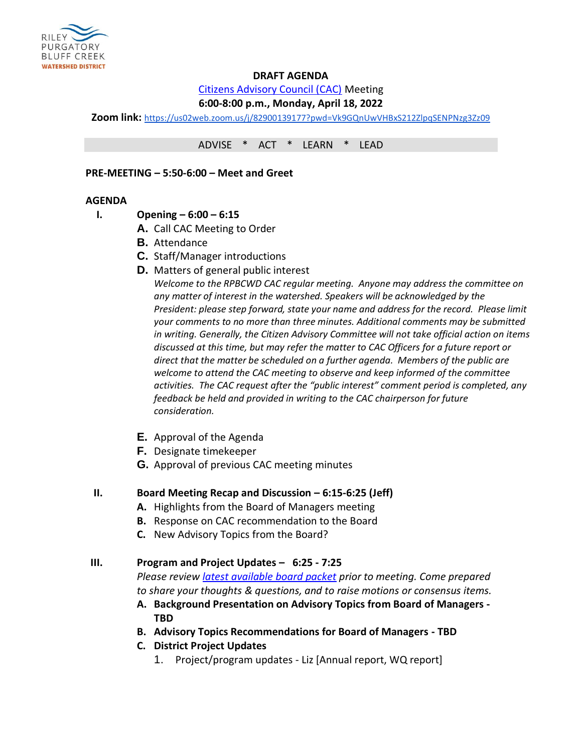RILEY PURGATORY BLUFF CREEK WATERSHED DISTRICT

**DRAFT AGENDA**

[Citizens Advisory Council (CAC)](#) Meeting

**6:00-8:00 p.m., Monday, April 18, 2022**

**Zoom link:** https://us02web.zoom.us/j/82900139177?pwd=Vk9GQnUwVHBxS212ZlpqSENPNzg3Zz09

ADVISE * ACT * LEARN * LEAD

**PRE-MEETING – 5:50-6:00 – Meet and Greet**

**AGENDA**

**I. Opening – 6:00 – 6:15**

- **A.** Call CAC Meeting to Order
- **B.** Attendance
- **C.** Staff/Manager introductions
- **D.** Matters of general public interest

  *Welcome to the RPBCWD CAC regular meeting. Anyone may address the committee on any matter of interest in the watershed. Speakers will be acknowledged by the President: please step forward, state your name and address for the record. Please limit your comments to no more than three minutes. Additional comments may be submitted in writing. Generally, the Citizen Advisory Committee will not take official action on items discussed at this time, but may refer the matter to CAC Officers for a future report or direct that the matter be scheduled on a further agenda. Members of the public are welcome to attend the CAC meeting to observe and keep informed of the committee activities. The CAC request after the "public interest" comment period is completed, any feedback be held and provided in writing to the CAC chairperson for future consideration.*

- **E.** Approval of the Agenda
- **F.** Designate timekeeper
- **G.** Approval of previous CAC meeting minutes

**II. Board Meeting Recap and Discussion – 6:15-6:25 (Jeff)**

- **A.** Highlights from the Board of Managers meeting
- **B.** Response on CAC recommendation to the Board
- **C.** New Advisory Topics from the Board?

**III. Program and Project Updates – 6:25 - 7:25**

*Please review [latest available board packet](#) prior to meeting. Come prepared to share your thoughts & questions, and to raise motions or consensus items.*

- **A. Background Presentation on Advisory Topics from Board of Managers - TBD**
- **B. Advisory Topics Recommendations for Board of Managers - TBD**
- **C. District Project Updates**
  1. Project/program updates - Liz [Annual report, WQ report]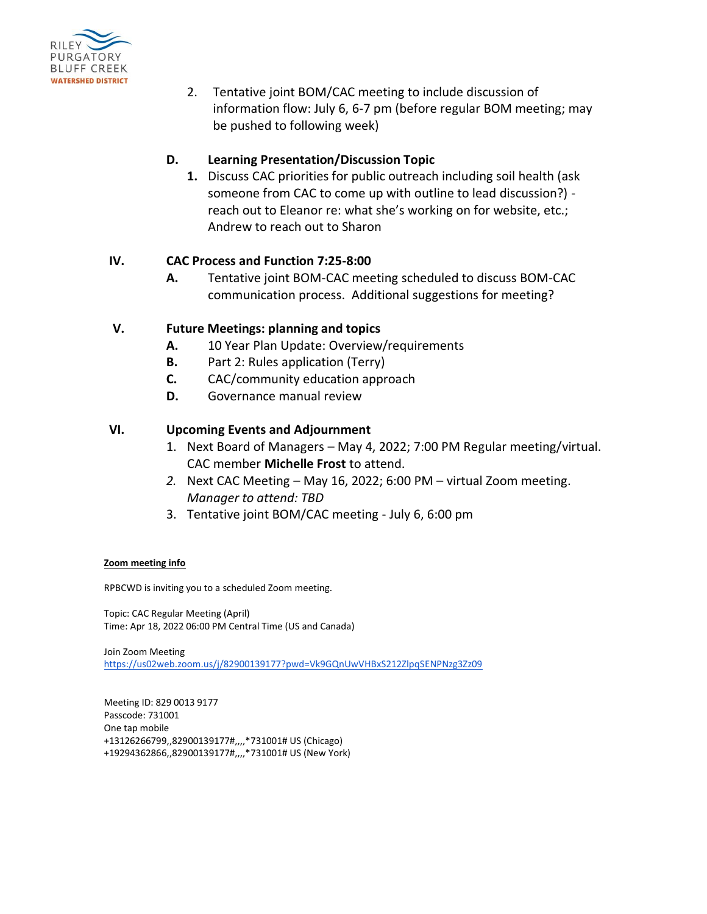2. Tentative joint BOM/CAC meeting to include discussion of information flow: July 6, 6-7 pm (before regular BOM meeting; may be pushed to following week)

**D. Learning Presentation/Discussion Topic**

1. Discuss CAC priorities for public outreach including soil health (ask someone from CAC to come up with outline to lead discussion?) - reach out to Eleanor re: what she's working on for website, etc.; Andrew to reach out to Sharon

## IV. CAC Process and Function 7:25-8:00

**A.** Tentative joint BOM-CAC meeting scheduled to discuss BOM-CAC communication process. Additional suggestions for meeting?

## V. Future Meetings: planning and topics

**A.** 10 Year Plan Update: Overview/requirements
**B.** Part 2: Rules application (Terry)
**C.** CAC/community education approach
**D.** Governance manual review

## VI. Upcoming Events and Adjournment

1. Next Board of Managers – May 4, 2022; 7:00 PM Regular meeting/virtual. CAC member **Michelle Frost** to attend.
2. Next CAC Meeting – May 16, 2022; 6:00 PM – virtual Zoom meeting. *Manager to attend: TBD*
3. Tentative joint BOM/CAC meeting - July 6, 6:00 pm

**Zoom meeting info**

RPBCWD is inviting you to a scheduled Zoom meeting.

Topic: CAC Regular Meeting (April)
Time: Apr 18, 2022 06:00 PM Central Time (US and Canada)

Join Zoom Meeting
https://us02web.zoom.us/j/82900139177?pwd=Vk9GQnUwVHBxS212ZlpqSENPNzg3Zz09

Meeting ID: 829 0013 9177
Passcode: 731001
One tap mobile
+13126266799,,82900139177#,,,,*731001# US (Chicago)
+19294362866,,82900139177#,,,,*731001# US (New York)